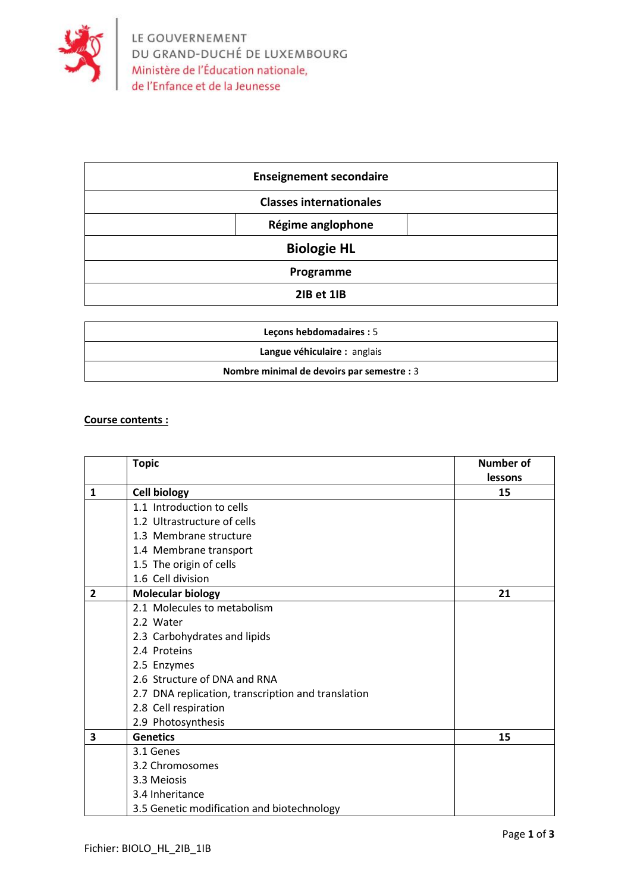LE GOUVERNEMENT
DU GRAND-DUCHÉ DE LUXEMBOURG
Ministère de l'Éducation nationale,
de l'Enfance et de la Jeunesse

| **Enseignement secondaire** |
|---|
| **Classes internationales** |
| **Régime anglophone** |
| **Biologie HL** |
| **Programme** |
| **2IB et 1IB** |

| **Leçons hebdomadaires :** 5 |
|---|
| **Langue véhiculaire :** anglais |
| **Nombre minimal de devoirs par semestre :** 3 |

**Course contents :**

| | **Topic** | **Number of lessons** |
|---|---|---|
| **1** | **Cell biology** | **15** |
| | 1.1 Introduction to cells<br>1.2 Ultrastructure of cells<br>1.3 Membrane structure<br>1.4 Membrane transport<br>1.5 The origin of cells<br>1.6 Cell division | |
| **2** | **Molecular biology** | **21** |
| | 2.1 Molecules to metabolism<br>2.2 Water<br>2.3 Carbohydrates and lipids<br>2.4 Proteins<br>2.5 Enzymes<br>2.6 Structure of DNA and RNA<br>2.7 DNA replication, transcription and translation<br>2.8 Cell respiration<br>2.9 Photosynthesis | |
| **3** | **Genetics** | **15** |
| | 3.1 Genes<br>3.2 Chromosomes<br>3.3 Meiosis<br>3.4 Inheritance<br>3.5 Genetic modification and biotechnology | |

Fichier: BIOLO_HL_2IB_1IB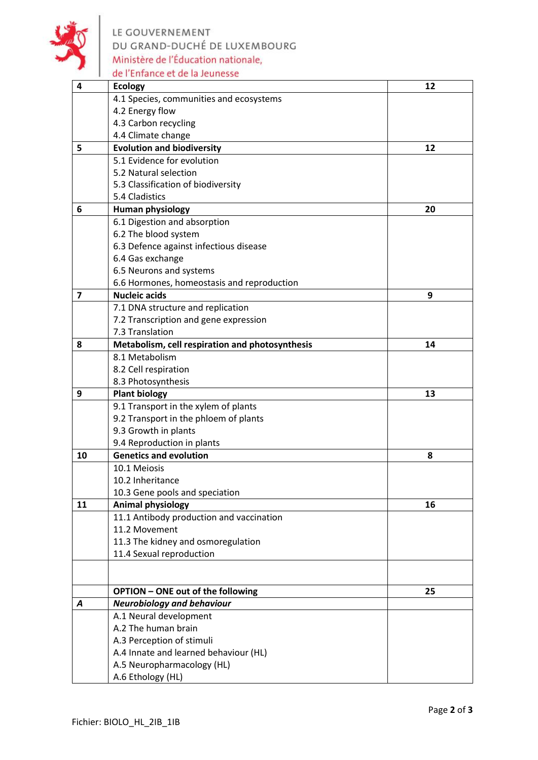| 4 | **Ecology** | **12** |
|---|---|---|
| | 4.1 Species, communities and ecosystems<br>4.2 Energy flow<br>4.3 Carbon recycling<br>4.4 Climate change | |
| **5** | **Evolution and biodiversity** | **12** |
| | 5.1 Evidence for evolution<br>5.2 Natural selection<br>5.3 Classification of biodiversity<br>5.4 Cladistics | |
| **6** | **Human physiology** | **20** |
| | 6.1 Digestion and absorption<br>6.2 The blood system<br>6.3 Defence against infectious disease<br>6.4 Gas exchange<br>6.5 Neurons and systems<br>6.6 Hormones, homeostasis and reproduction | |
| **7** | **Nucleic acids** | **9** |
| | 7.1 DNA structure and replication<br>7.2 Transcription and gene expression<br>7.3 Translation | |
| **8** | **Metabolism, cell respiration and photosynthesis** | **14** |
| | 8.1 Metabolism<br>8.2 Cell respiration<br>8.3 Photosynthesis | |
| **9** | **Plant biology** | **13** |
| | 9.1 Transport in the xylem of plants<br>9.2 Transport in the phloem of plants<br>9.3 Growth in plants<br>9.4 Reproduction in plants | |
| **10** | **Genetics and evolution** | **8** |
| | 10.1 Meiosis<br>10.2 Inheritance<br>10.3 Gene pools and speciation | |
| **11** | **Animal physiology** | **16** |
| | 11.1 Antibody production and vaccination<br>11.2 Movement<br>11.3 The kidney and osmoregulation<br>11.4 Sexual reproduction | |
| | | |
| | **OPTION – ONE out of the following** | **25** |
| ***A*** | ***Neurobiology and behaviour*** | |
| | A.1 Neural development<br>A.2 The human brain<br>A.3 Perception of stimuli<br>A.4 Innate and learned behaviour (HL)<br>A.5 Neuropharmacology (HL)<br>A.6 Ethology (HL) | |

Fichier: BIOLO_HL_2IB_1IB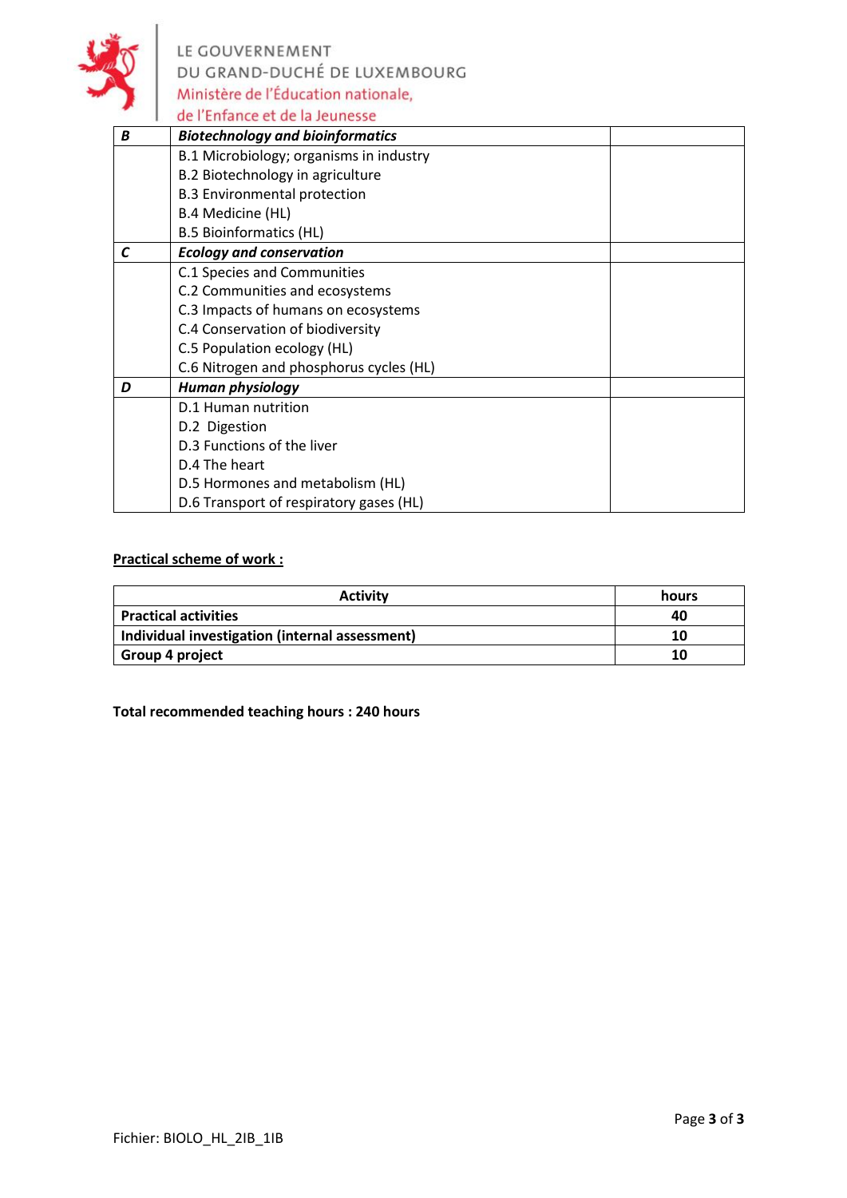| | | |
|---|---|---|
| ***B*** | ***Biotechnology and bioinformatics*** | |
| | B.1 Microbiology; organisms in industry<br>B.2 Biotechnology in agriculture<br>B.3 Environmental protection<br>B.4 Medicine (HL)<br>B.5 Bioinformatics (HL) | |
| ***C*** | ***Ecology and conservation*** | |
| | C.1 Species and Communities<br>C.2 Communities and ecosystems<br>C.3 Impacts of humans on ecosystems<br>C.4 Conservation of biodiversity<br>C.5 Population ecology (HL)<br>C.6 Nitrogen and phosphorus cycles (HL) | |
| ***D*** | ***Human physiology*** | |
| | D.1 Human nutrition<br>D.2 Digestion<br>D.3 Functions of the liver<br>D.4 The heart<br>D.5 Hormones and metabolism (HL)<br>D.6 Transport of respiratory gases (HL) | |

**Practical scheme of work :**

| Activity | hours |
|---|---|
| **Practical activities** | **40** |
| **Individual investigation (internal assessment)** | **10** |
| **Group 4 project** | **10** |

**Total recommended teaching hours : 240 hours**

Fichier: BIOLO_HL_2IB_1IB